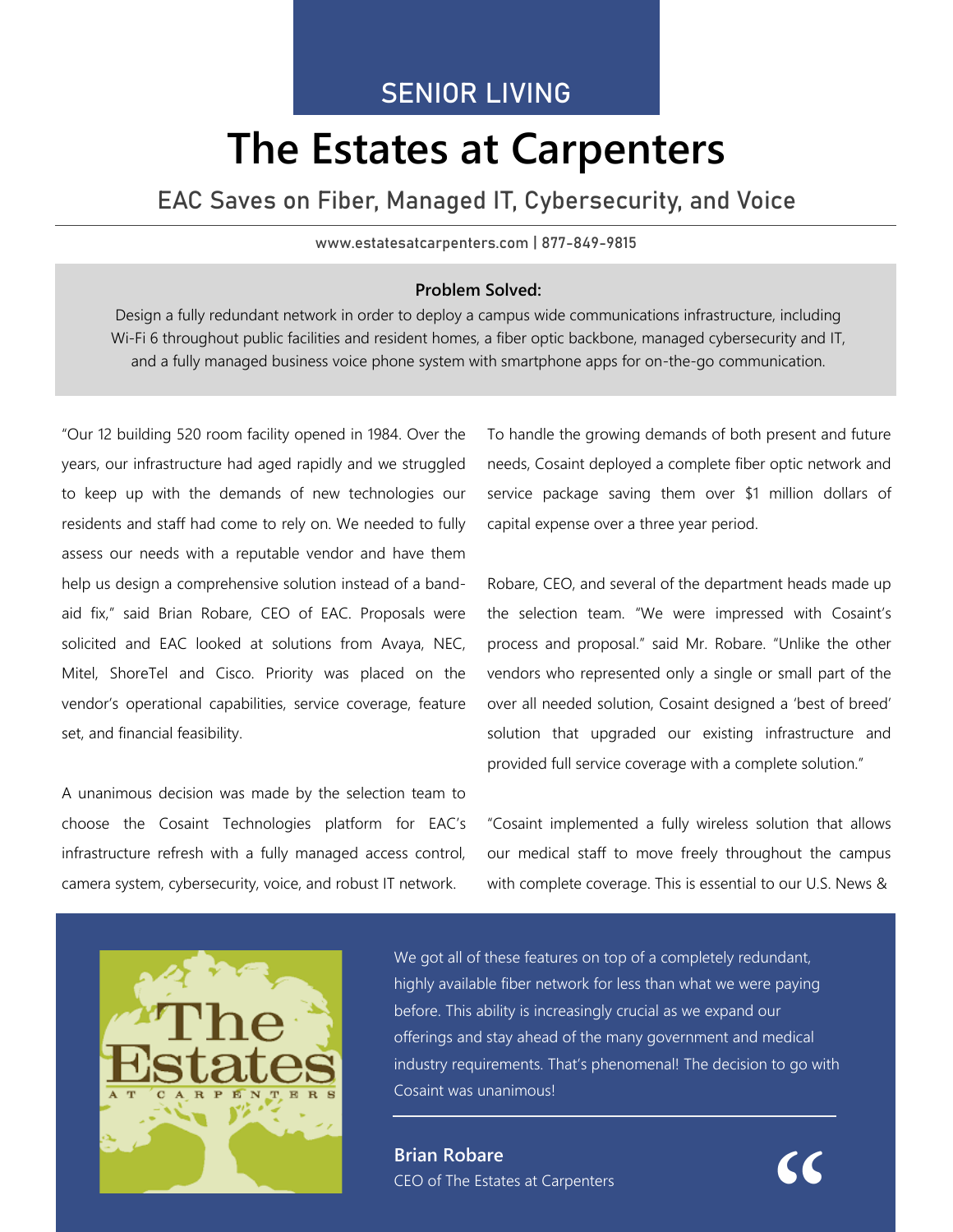SENIOR LIVING

# The Estates at Carpenters

## EAC Saves on Fiber, Managed IT, Cybersecurity, and Voice

www.estatesatcarpenters.com | 877-849-9815

**Problem Solved:**

Design a fully redundant network in order to deploy a campus wide communications infrastructure, including Wi-Fi 6 throughout public facilities and resident homes, a fiber optic backbone, managed cybersecurity and IT, and a fully managed business voice phone system with smartphone apps for on-the-go communication.

"Our 12 building 520 room facility opened in 1984. Over the years, our infrastructure had aged rapidly and we struggled to keep up with the demands of new technologies our residents and staff had come to rely on. We needed to fully assess our needs with a reputable vendor and have them help us design a comprehensive solution instead of a band-aid fix," said Brian Robare, CEO of EAC. Proposals were solicited and EAC looked at solutions from Avaya, NEC, Mitel, ShoreTel and Cisco. Priority was placed on the vendor's operational capabilities, service coverage, feature set, and financial feasibility.

A unanimous decision was made by the selection team to choose the Cosaint Technologies platform for EAC's infrastructure refresh with a fully managed access control, camera system, cybersecurity, voice, and robust IT network.

To handle the growing demands of both present and future needs, Cosaint deployed a complete fiber optic network and service package saving them over $1 million dollars of capital expense over a three year period.

Robare, CEO, and several of the department heads made up the selection team. "We were impressed with Cosaint's process and proposal." said Mr. Robare. "Unlike the other vendors who represented only a single or small part of the over all needed solution, Cosaint designed a 'best of breed' solution that upgraded our existing infrastructure and provided full service coverage with a complete solution."

"Cosaint implemented a fully wireless solution that allows our medical staff to move freely throughout the campus with complete coverage. This is essential to our U.S. News &

The Estates AT CARPENTERS

We got all of these features on top of a completely redundant, highly available fiber network for less than what we were paying before. This ability is increasingly crucial as we expand our offerings and stay ahead of the many government and medical industry requirements. That's phenomenal! The decision to go with Cosaint was unanimous!

**Brian Robare**
CEO of The Estates at Carpenters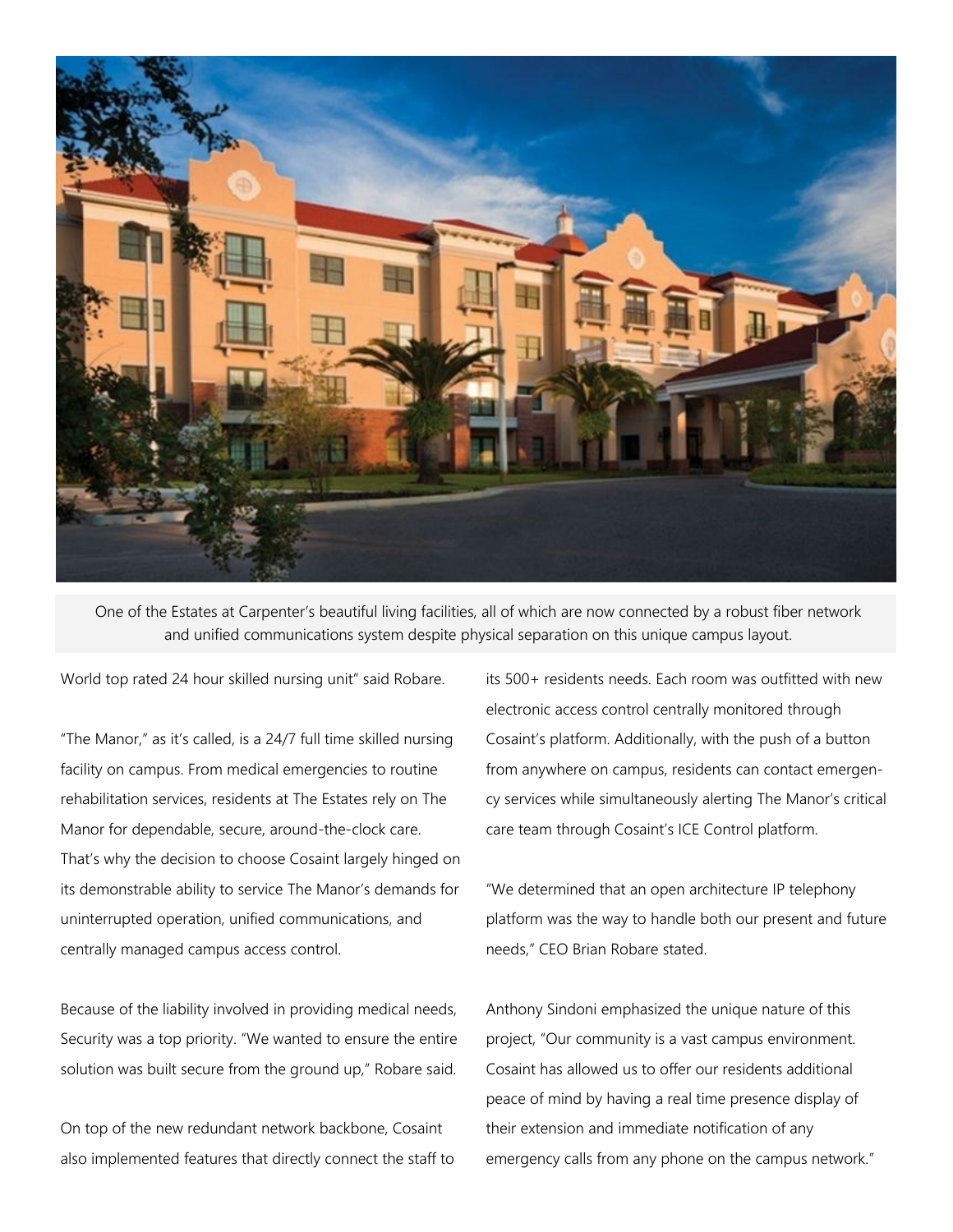One of the Estates at Carpenter's beautiful living facilities, all of which are now connected by a robust fiber network and unified communications system despite physical separation on this unique campus layout.

World top rated 24 hour skilled nursing unit" said Robare.

"The Manor," as it's called, is a 24/7 full time skilled nursing facility on campus. From medical emergencies to routine rehabilitation services, residents at The Estates rely on The Manor for dependable, secure, around-the-clock care. That's why the decision to choose Cosaint largely hinged on its demonstrable ability to service The Manor's demands for uninterrupted operation, unified communications, and centrally managed campus access control.

Because of the liability involved in providing medical needs, Security was a top priority. "We wanted to ensure the entire solution was built secure from the ground up," Robare said.

On top of the new redundant network backbone, Cosaint also implemented features that directly connect the staff to its 500+ residents needs. Each room was outfitted with new electronic access control centrally monitored through Cosaint's platform. Additionally, with the push of a button from anywhere on campus, residents can contact emergency services while simultaneously alerting The Manor's critical care team through Cosaint's ICE Control platform.

"We determined that an open architecture IP telephony platform was the way to handle both our present and future needs," CEO Brian Robare stated.

Anthony Sindoni emphasized the unique nature of this project, "Our community is a vast campus environment. Cosaint has allowed us to offer our residents additional peace of mind by having a real time presence display of their extension and immediate notification of any emergency calls from any phone on the campus network."